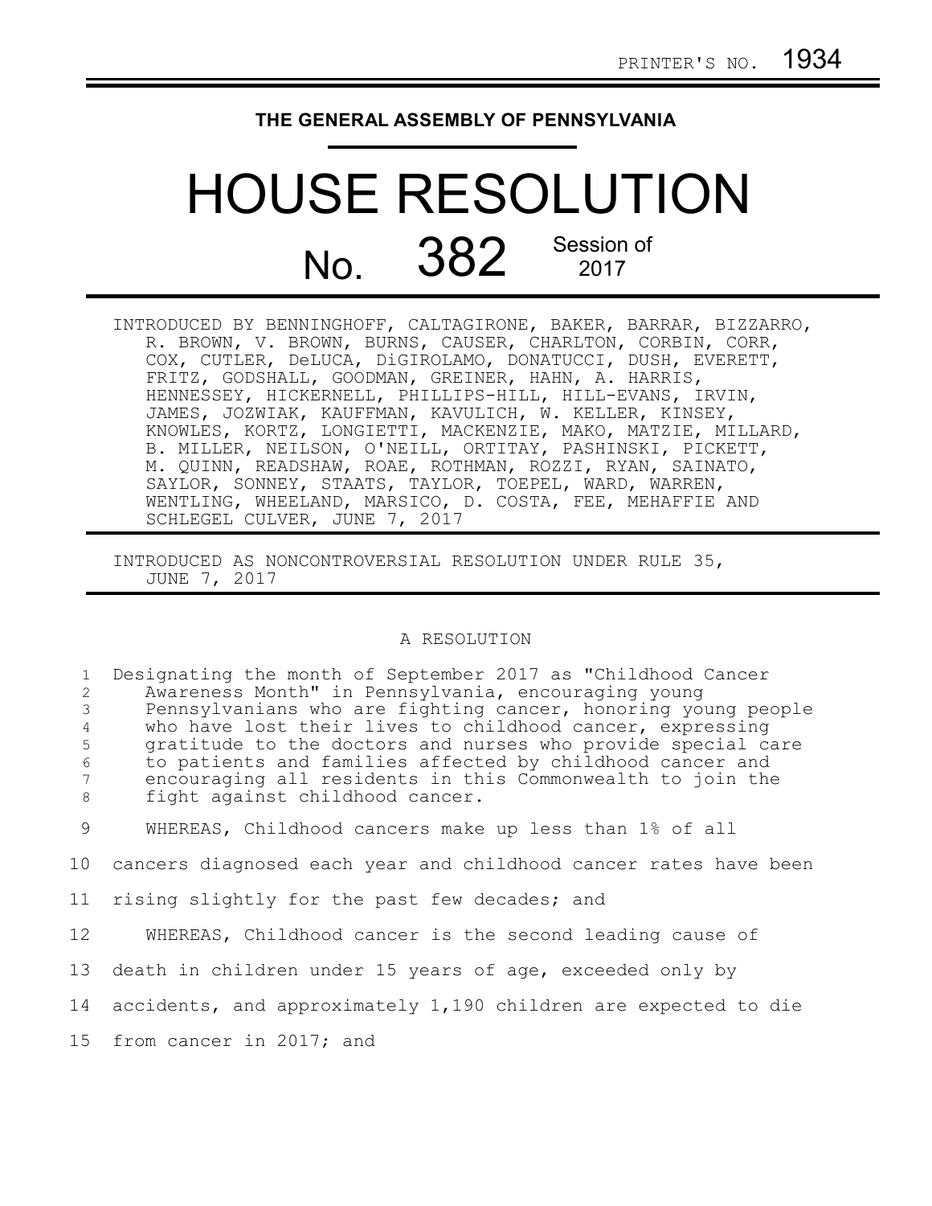PRINTER'S NO. 1934

**THE GENERAL ASSEMBLY OF PENNSYLVANIA**

# HOUSE RESOLUTION

## No. 382 Session of 2017

INTRODUCED BY BENNINGHOFF, CALTAGIRONE, BAKER, BARRAR, BIZZARRO, R. BROWN, V. BROWN, BURNS, CAUSER, CHARLTON, CORBIN, CORR, COX, CUTLER, DeLUCA, DiGIROLAMO, DONATUCCI, DUSH, EVERETT, FRITZ, GODSHALL, GOODMAN, GREINER, HAHN, A. HARRIS, HENNESSEY, HICKERNELL, PHILLIPS-HILL, HILL-EVANS, IRVIN, JAMES, JOZWIAK, KAUFFMAN, KAVULICH, W. KELLER, KINSEY, KNOWLES, KORTZ, LONGIETTI, MACKENZIE, MAKO, MATZIE, MILLARD, B. MILLER, NEILSON, O'NEILL, ORTITAY, PASHINSKI, PICKETT, M. QUINN, READSHAW, ROAE, ROTHMAN, ROZZI, RYAN, SAINATO, SAYLOR, SONNEY, STAATS, TAYLOR, TOEPEL, WARD, WARREN, WENTLING, WHEELAND, MARSICO, D. COSTA, FEE, MEHAFFIE AND SCHLEGEL CULVER, JUNE 7, 2017

INTRODUCED AS NONCONTROVERSIAL RESOLUTION UNDER RULE 35, JUNE 7, 2017

A RESOLUTION

Designating the month of September 2017 as "Childhood Cancer Awareness Month" in Pennsylvania, encouraging young Pennsylvanians who are fighting cancer, honoring young people who have lost their lives to childhood cancer, expressing gratitude to the doctors and nurses who provide special care to patients and families affected by childhood cancer and encouraging all residents in this Commonwealth to join the fight against childhood cancer.

WHEREAS, Childhood cancers make up less than 1% of all cancers diagnosed each year and childhood cancer rates have been rising slightly for the past few decades; and

WHEREAS, Childhood cancer is the second leading cause of death in children under 15 years of age, exceeded only by accidents, and approximately 1,190 children are expected to die from cancer in 2017; and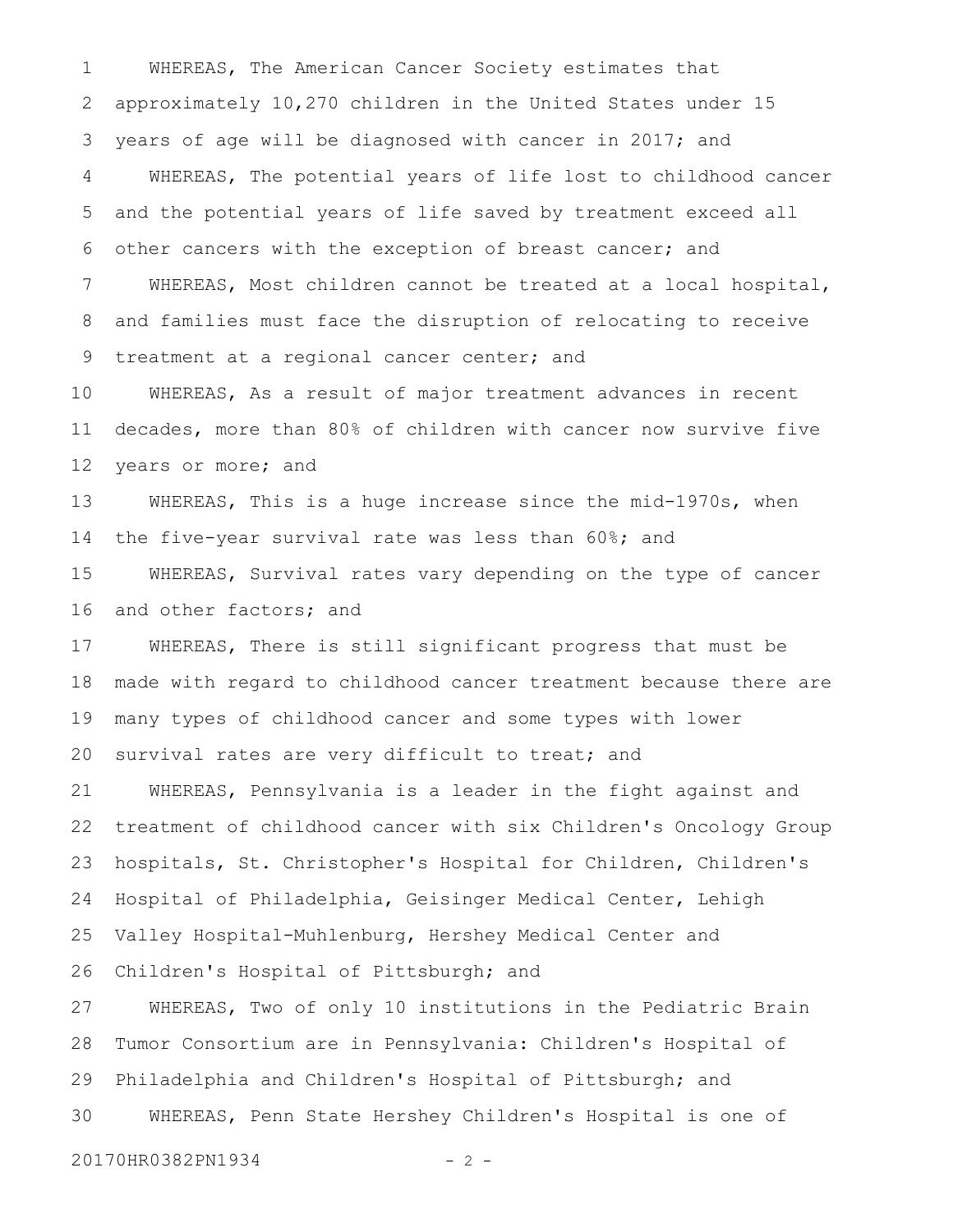WHEREAS, The American Cancer Society estimates that approximately 10,270 children in the United States under 15 years of age will be diagnosed with cancer in 2017; and

WHEREAS, The potential years of life lost to childhood cancer and the potential years of life saved by treatment exceed all other cancers with the exception of breast cancer; and

WHEREAS, Most children cannot be treated at a local hospital, and families must face the disruption of relocating to receive treatment at a regional cancer center; and

WHEREAS, As a result of major treatment advances in recent decades, more than 80% of children with cancer now survive five years or more; and

WHEREAS, This is a huge increase since the mid-1970s, when the five-year survival rate was less than 60%; and

WHEREAS, Survival rates vary depending on the type of cancer and other factors; and

WHEREAS, There is still significant progress that must be made with regard to childhood cancer treatment because there are many types of childhood cancer and some types with lower survival rates are very difficult to treat; and

WHEREAS, Pennsylvania is a leader in the fight against and treatment of childhood cancer with six Children's Oncology Group hospitals, St. Christopher's Hospital for Children, Children's Hospital of Philadelphia, Geisinger Medical Center, Lehigh Valley Hospital-Muhlenburg, Hershey Medical Center and Children's Hospital of Pittsburgh; and

WHEREAS, Two of only 10 institutions in the Pediatric Brain Tumor Consortium are in Pennsylvania: Children's Hospital of Philadelphia and Children's Hospital of Pittsburgh; and

WHEREAS, Penn State Hershey Children's Hospital is one of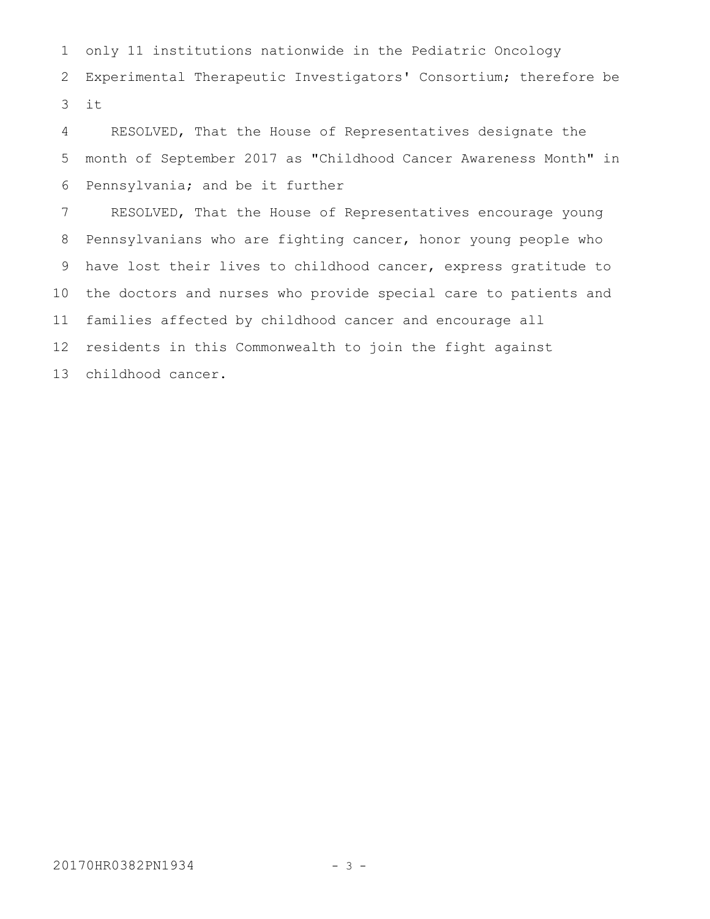only 11 institutions nationwide in the Pediatric Oncology Experimental Therapeutic Investigators' Consortium; therefore be it

RESOLVED, That the House of Representatives designate the month of September 2017 as "Childhood Cancer Awareness Month" in Pennsylvania; and be it further

RESOLVED, That the House of Representatives encourage young Pennsylvanians who are fighting cancer, honor young people who have lost their lives to childhood cancer, express gratitude to the doctors and nurses who provide special care to patients and families affected by childhood cancer and encourage all residents in this Commonwealth to join the fight against childhood cancer.